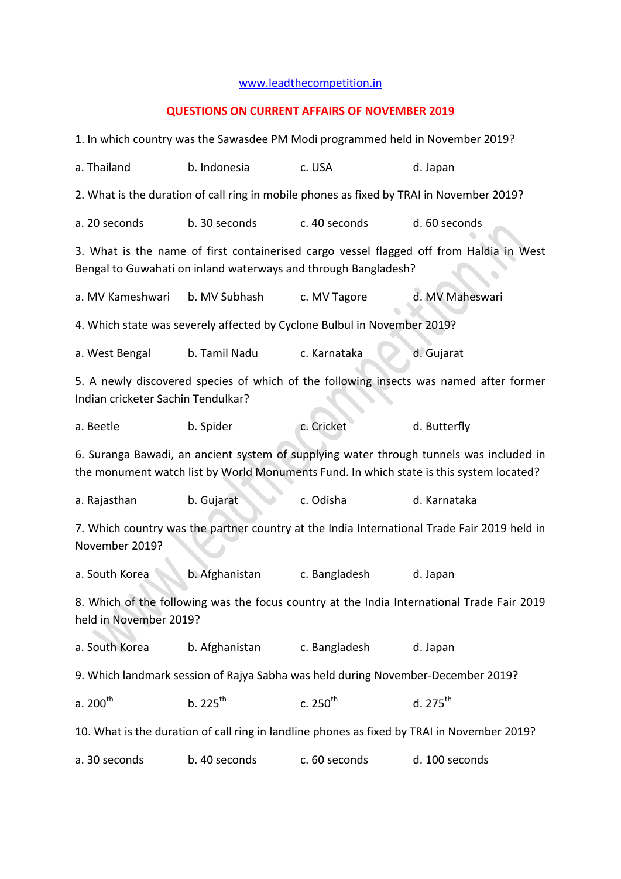www.leadthecompetition.in

## QUESTIONS ON CURRENT AFFAIRS OF NOVEMBER 2019

1. In which country was the Sawasdee PM Modi programmed held in November 2019?

a. Thailand b. Indonesia c. USA d. Japan

2. What is the duration of call ring in mobile phones as fixed by TRAI in November 2019?

a. 20 seconds b. 30 seconds c. 40 seconds d. 60 seconds

3. What is the name of first containerised cargo vessel flagged off from Haldia in West Bengal to Guwahati on inland waterways and through Bangladesh?

a. MV Kameshwari b. MV Subhash c. MV Tagore d. MV Maheswari

4. Which state was severely affected by Cyclone Bulbul in November 2019?

a. West Bengal b. Tamil Nadu c. Karnataka d. Gujarat

5. A newly discovered species of which of the following insects was named after former Indian cricketer Sachin Tendulkar?

a. Beetle b. Spider c. Cricket d. Butterfly

6. Suranga Bawadi, an ancient system of supplying water through tunnels was included in the monument watch list by World Monuments Fund. In which state is this system located?

a. Rajasthan b. Gujarat c. Odisha d. Karnataka

7. Which country was the partner country at the India International Trade Fair 2019 held in November 2019?

a. South Korea b. Afghanistan c. Bangladesh d. Japan

8. Which of the following was the focus country at the India International Trade Fair 2019 held in November 2019?

a. South Korea b. Afghanistan c. Bangladesh d. Japan

9. Which landmark session of Rajya Sabha was held during November-December 2019?

a. 200th b. 225th c. 250th d. 275th

10. What is the duration of call ring in landline phones as fixed by TRAI in November 2019?

a. 30 seconds b. 40 seconds c. 60 seconds d. 100 seconds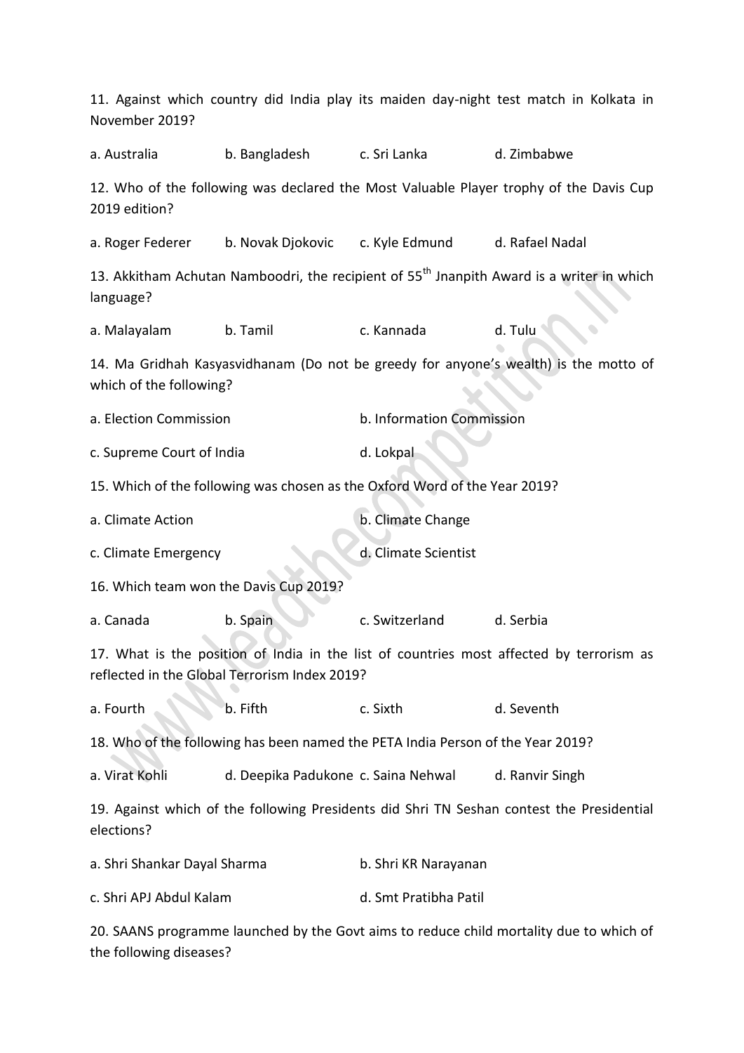11. Against which country did India play its maiden day-night test match in Kolkata in November 2019?

a. Australia b. Bangladesh c. Sri Lanka d. Zimbabwe

12. Who of the following was declared the Most Valuable Player trophy of the Davis Cup 2019 edition?

a. Roger Federer b. Novak Djokovic c. Kyle Edmund d. Rafael Nadal

13. Akkitham Achutan Namboodri, the recipient of 55th Jnanpith Award is a writer in which language?

a. Malayalam b. Tamil c. Kannada d. Tulu

14. Ma Gridhah Kasyasvidhanam (Do not be greedy for anyone's wealth) is the motto of which of the following?

a. Election Commission b. Information Commission

c. Supreme Court of India d. Lokpal

15. Which of the following was chosen as the Oxford Word of the Year 2019?

a. Climate Action b. Climate Change

c. Climate Emergency d. Climate Scientist

16. Which team won the Davis Cup 2019?

a. Canada b. Spain c. Switzerland d. Serbia

17. What is the position of India in the list of countries most affected by terrorism as reflected in the Global Terrorism Index 2019?

a. Fourth b. Fifth c. Sixth d. Seventh

18. Who of the following has been named the PETA India Person of the Year 2019?

a. Virat Kohli d. Deepika Padukone c. Saina Nehwal d. Ranvir Singh

19. Against which of the following Presidents did Shri TN Seshan contest the Presidential elections?

a. Shri Shankar Dayal Sharma b. Shri KR Narayanan

c. Shri APJ Abdul Kalam d. Smt Pratibha Patil

20. SAANS programme launched by the Govt aims to reduce child mortality due to which of the following diseases?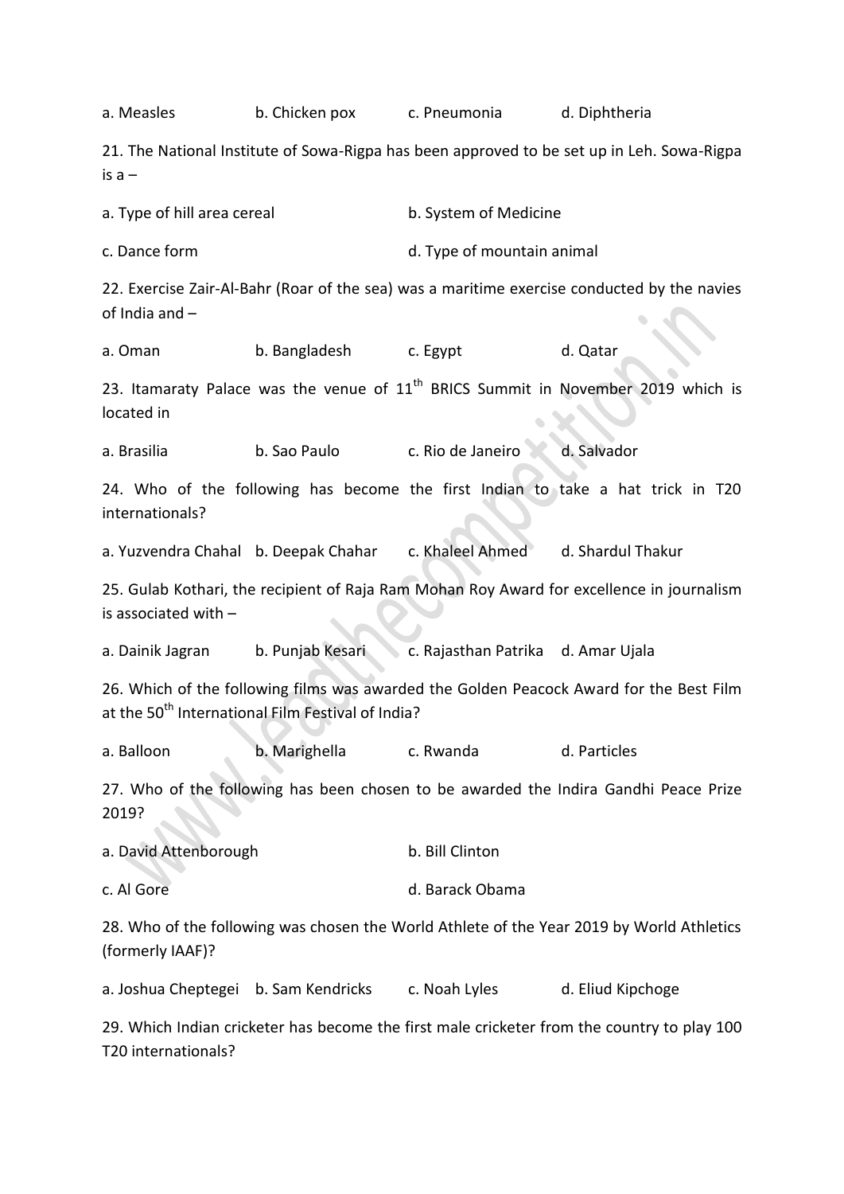a. Measles b. Chicken pox c. Pneumonia d. Diphtheria

21. The National Institute of Sowa-Rigpa has been approved to be set up in Leh. Sowa-Rigpa is a –

a. Type of hill area cereal b. System of Medicine

c. Dance form d. Type of mountain animal

22. Exercise Zair-Al-Bahr (Roar of the sea) was a maritime exercise conducted by the navies of India and –

a. Oman b. Bangladesh c. Egypt d. Qatar

23. Itamaraty Palace was the venue of 11th BRICS Summit in November 2019 which is located in

a. Brasilia b. Sao Paulo c. Rio de Janeiro d. Salvador

24. Who of the following has become the first Indian to take a hat trick in T20 internationals?

a. Yuzvendra Chahal b. Deepak Chahar c. Khaleel Ahmed d. Shardul Thakur

25. Gulab Kothari, the recipient of Raja Ram Mohan Roy Award for excellence in journalism is associated with –

a. Dainik Jagran b. Punjab Kesari c. Rajasthan Patrika d. Amar Ujala

26. Which of the following films was awarded the Golden Peacock Award for the Best Film at the 50th International Film Festival of India?

a. Balloon b. Marighella c. Rwanda d. Particles

27. Who of the following has been chosen to be awarded the Indira Gandhi Peace Prize 2019?

a. David Attenborough b. Bill Clinton

c. Al Gore d. Barack Obama

28. Who of the following was chosen the World Athlete of the Year 2019 by World Athletics (formerly IAAF)?

a. Joshua Cheptegei b. Sam Kendricks c. Noah Lyles d. Eliud Kipchoge

29. Which Indian cricketer has become the first male cricketer from the country to play 100 T20 internationals?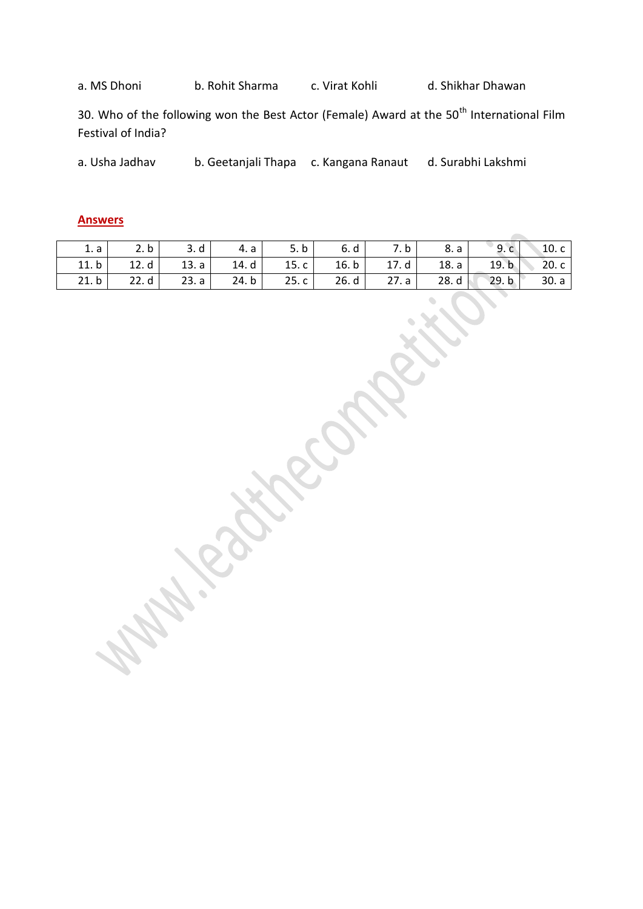a. MS Dhoni b. Rohit Sharma c. Virat Kohli d. Shikhar Dhawan

30. Who of the following won the Best Actor (Female) Award at the 50th International Film Festival of India?

a. Usha Jadhav b. Geetanjali Thapa c. Kangana Ranaut d. Surabhi Lakshmi

## Answers

| | | | | | | | | | |
|---|---|---|---|---|---|---|---|---|---|
| 1. a | 2. b | 3. d | 4. a | 5. b | 6. d | 7. b | 8. a | 9. c | 10. c |
| 11. b | 12. d | 13. a | 14. d | 15. c | 16. b | 17. d | 18. a | 19. b | 20. c |
| 21. b | 22. d | 23. a | 24. b | 25. c | 26. d | 27. a | 28. d | 29. b | 30. a |